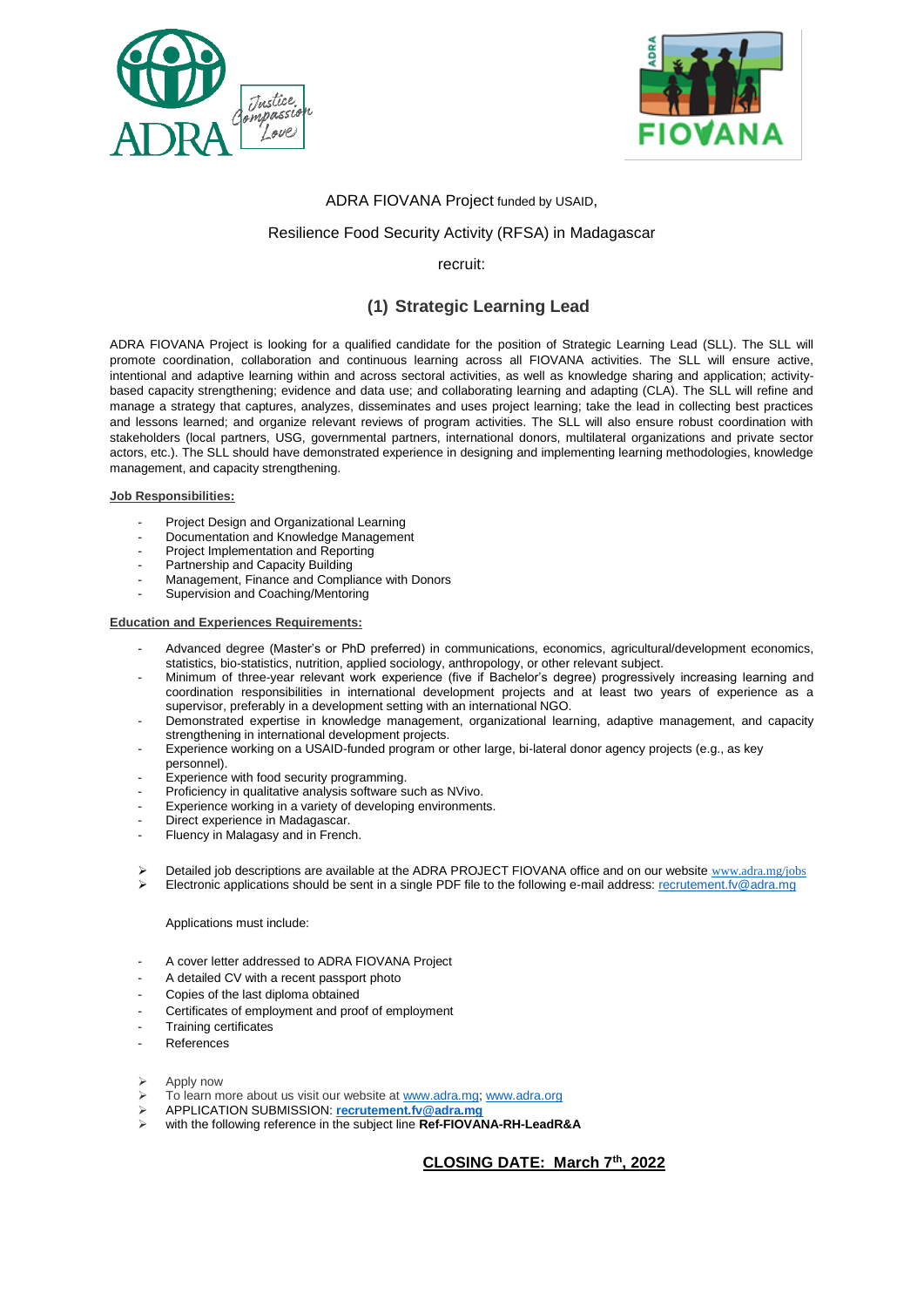ADRA FIOVANA Project funded by USAID,

Resilience Food Security Activity (RFSA) in Madagascar

recruit:

## (1) Strategic Learning Lead

ADRA FIOVANA Project is looking for a qualified candidate for the position of Strategic Learning Lead (SLL). The SLL will promote coordination, collaboration and continuous learning across all FIOVANA activities. The SLL will ensure active, intentional and adaptive learning within and across sectoral activities, as well as knowledge sharing and application; activity-based capacity strengthening; evidence and data use; and collaborating learning and adapting (CLA). The SLL will refine and manage a strategy that captures, analyzes, disseminates and uses project learning; take the lead in collecting best practices and lessons learned; and organize relevant reviews of program activities. The SLL will also ensure robust coordination with stakeholders (local partners, USG, governmental partners, international donors, multilateral organizations and private sector actors, etc.). The SLL should have demonstrated experience in designing and implementing learning methodologies, knowledge management, and capacity strengthening.

**Job Responsibilities:**

- Project Design and Organizational Learning
- Documentation and Knowledge Management
- Project Implementation and Reporting
- Partnership and Capacity Building
- Management, Finance and Compliance with Donors
- Supervision and Coaching/Mentoring

**Education and Experiences Requirements:**

- Advanced degree (Master's or PhD preferred) in communications, economics, agricultural/development economics, statistics, bio-statistics, nutrition, applied sociology, anthropology, or other relevant subject.
- Minimum of three-year relevant work experience (five if Bachelor's degree) progressively increasing learning and coordination responsibilities in international development projects and at least two years of experience as a supervisor, preferably in a development setting with an international NGO.
- Demonstrated expertise in knowledge management, organizational learning, adaptive management, and capacity strengthening in international development projects.
- Experience working on a USAID-funded program or other large, bi-lateral donor agency projects (e.g., as key personnel).
- Experience with food security programming.
- Proficiency in qualitative analysis software such as NVivo.
- Experience working in a variety of developing environments.
- Direct experience in Madagascar.
- Fluency in Malagasy and in French.

- Detailed job descriptions are available at the ADRA PROJECT FIOVANA office and on our website www.adra.mg/jobs
- Electronic applications should be sent in a single PDF file to the following e-mail address: recrutement.fv@adra.mg

Applications must include:

- A cover letter addressed to ADRA FIOVANA Project
- A detailed CV with a recent passport photo
- Copies of the last diploma obtained
- Certificates of employment and proof of employment
- Training certificates
- References

- Apply now
- To learn more about us visit our website at www.adra.mg; www.adra.org
- APPLICATION SUBMISSION: **recrutement.fv@adra.mg**
- with the following reference in the subject line **Ref-FIOVANA-RH-LeadR&A**

**CLOSING DATE: March 7th, 2022**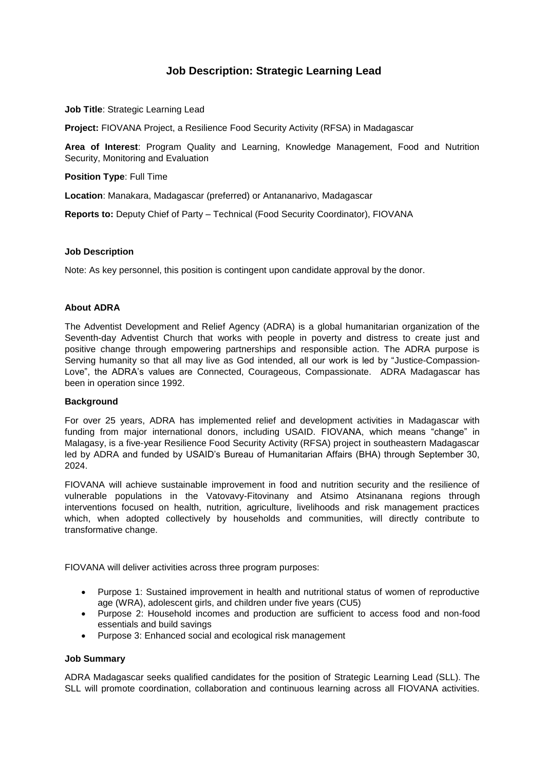# Job Description: Strategic Learning Lead

**Job Title**: Strategic Learning Lead

**Project:** FIOVANA Project, a Resilience Food Security Activity (RFSA) in Madagascar

**Area of Interest**: Program Quality and Learning, Knowledge Management, Food and Nutrition Security, Monitoring and Evaluation

**Position Type**: Full Time

**Location**: Manakara, Madagascar (preferred) or Antananarivo, Madagascar

**Reports to:** Deputy Chief of Party – Technical (Food Security Coordinator), FIOVANA

### Job Description

Note: As key personnel, this position is contingent upon candidate approval by the donor.

### About ADRA

The Adventist Development and Relief Agency (ADRA) is a global humanitarian organization of the Seventh-day Adventist Church that works with people in poverty and distress to create just and positive change through empowering partnerships and responsible action. The ADRA purpose is Serving humanity so that all may live as God intended, all our work is led by "Justice-Compassion-Love", the ADRA's values are Connected, Courageous, Compassionate. ADRA Madagascar has been in operation since 1992.

### Background

For over 25 years, ADRA has implemented relief and development activities in Madagascar with funding from major international donors, including USAID. FIOVANA, which means "change" in Malagasy, is a five-year Resilience Food Security Activity (RFSA) project in southeastern Madagascar led by ADRA and funded by USAID's Bureau of Humanitarian Affairs (BHA) through September 30, 2024.

FIOVANA will achieve sustainable improvement in food and nutrition security and the resilience of vulnerable populations in the Vatovavy-Fitovinany and Atsimo Atsinanana regions through interventions focused on health, nutrition, agriculture, livelihoods and risk management practices which, when adopted collectively by households and communities, will directly contribute to transformative change.

FIOVANA will deliver activities across three program purposes:

- Purpose 1: Sustained improvement in health and nutritional status of women of reproductive age (WRA), adolescent girls, and children under five years (CU5)
- Purpose 2: Household incomes and production are sufficient to access food and non-food essentials and build savings
- Purpose 3: Enhanced social and ecological risk management

### Job Summary

ADRA Madagascar seeks qualified candidates for the position of Strategic Learning Lead (SLL). The SLL will promote coordination, collaboration and continuous learning across all FIOVANA activities.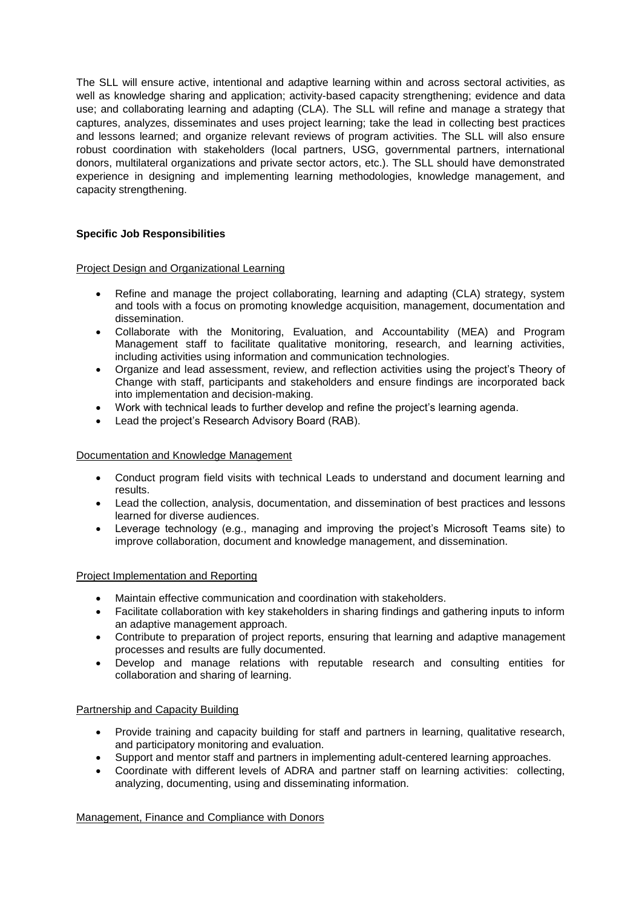The SLL will ensure active, intentional and adaptive learning within and across sectoral activities, as well as knowledge sharing and application; activity-based capacity strengthening; evidence and data use; and collaborating learning and adapting (CLA). The SLL will refine and manage a strategy that captures, analyzes, disseminates and uses project learning; take the lead in collecting best practices and lessons learned; and organize relevant reviews of program activities. The SLL will also ensure robust coordination with stakeholders (local partners, USG, governmental partners, international donors, multilateral organizations and private sector actors, etc.). The SLL should have demonstrated experience in designing and implementing learning methodologies, knowledge management, and capacity strengthening.

**Specific Job Responsibilities**

Project Design and Organizational Learning

- Refine and manage the project collaborating, learning and adapting (CLA) strategy, system and tools with a focus on promoting knowledge acquisition, management, documentation and dissemination.
- Collaborate with the Monitoring, Evaluation, and Accountability (MEA) and Program Management staff to facilitate qualitative monitoring, research, and learning activities, including activities using information and communication technologies.
- Organize and lead assessment, review, and reflection activities using the project's Theory of Change with staff, participants and stakeholders and ensure findings are incorporated back into implementation and decision-making.
- Work with technical leads to further develop and refine the project's learning agenda.
- Lead the project's Research Advisory Board (RAB).

Documentation and Knowledge Management

- Conduct program field visits with technical Leads to understand and document learning and results.
- Lead the collection, analysis, documentation, and dissemination of best practices and lessons learned for diverse audiences.
- Leverage technology (e.g., managing and improving the project's Microsoft Teams site) to improve collaboration, document and knowledge management, and dissemination.

Project Implementation and Reporting

- Maintain effective communication and coordination with stakeholders.
- Facilitate collaboration with key stakeholders in sharing findings and gathering inputs to inform an adaptive management approach.
- Contribute to preparation of project reports, ensuring that learning and adaptive management processes and results are fully documented.
- Develop and manage relations with reputable research and consulting entities for collaboration and sharing of learning.

Partnership and Capacity Building

- Provide training and capacity building for staff and partners in learning, qualitative research, and participatory monitoring and evaluation.
- Support and mentor staff and partners in implementing adult-centered learning approaches.
- Coordinate with different levels of ADRA and partner staff on learning activities: collecting, analyzing, documenting, using and disseminating information.

Management, Finance and Compliance with Donors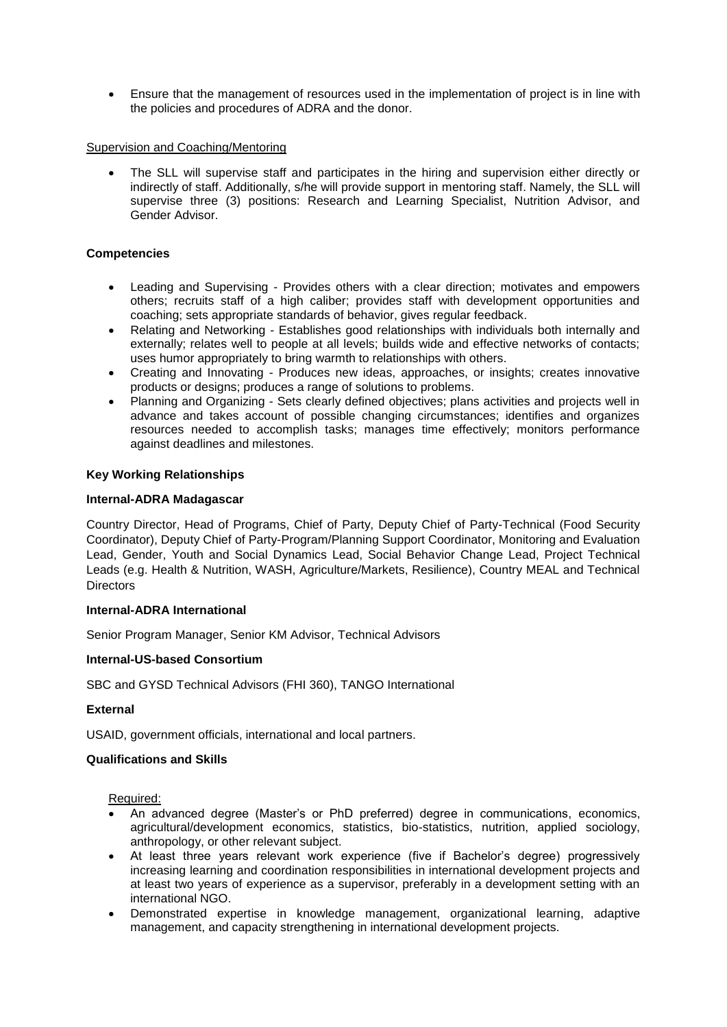- Ensure that the management of resources used in the implementation of project is in line with the policies and procedures of ADRA and the donor.

Supervision and Coaching/Mentoring

- The SLL will supervise staff and participates in the hiring and supervision either directly or indirectly of staff. Additionally, s/he will provide support in mentoring staff. Namely, the SLL will supervise three (3) positions: Research and Learning Specialist, Nutrition Advisor, and Gender Advisor.

**Competencies**

- Leading and Supervising - Provides others with a clear direction; motivates and empowers others; recruits staff of a high caliber; provides staff with development opportunities and coaching; sets appropriate standards of behavior, gives regular feedback.
- Relating and Networking - Establishes good relationships with individuals both internally and externally; relates well to people at all levels; builds wide and effective networks of contacts; uses humor appropriately to bring warmth to relationships with others.
- Creating and Innovating - Produces new ideas, approaches, or insights; creates innovative products or designs; produces a range of solutions to problems.
- Planning and Organizing - Sets clearly defined objectives; plans activities and projects well in advance and takes account of possible changing circumstances; identifies and organizes resources needed to accomplish tasks; manages time effectively; monitors performance against deadlines and milestones.

**Key Working Relationships**

**Internal-ADRA Madagascar**

Country Director, Head of Programs, Chief of Party, Deputy Chief of Party-Technical (Food Security Coordinator), Deputy Chief of Party-Program/Planning Support Coordinator, Monitoring and Evaluation Lead, Gender, Youth and Social Dynamics Lead, Social Behavior Change Lead, Project Technical Leads (e.g. Health & Nutrition, WASH, Agriculture/Markets, Resilience), Country MEAL and Technical Directors

**Internal-ADRA International**

Senior Program Manager, Senior KM Advisor, Technical Advisors

**Internal-US-based Consortium**

SBC and GYSD Technical Advisors (FHI 360), TANGO International

**External**

USAID, government officials, international and local partners.

**Qualifications and Skills**

Required:

- An advanced degree (Master's or PhD preferred) degree in communications, economics, agricultural/development economics, statistics, bio-statistics, nutrition, applied sociology, anthropology, or other relevant subject.
- At least three years relevant work experience (five if Bachelor's degree) progressively increasing learning and coordination responsibilities in international development projects and at least two years of experience as a supervisor, preferably in a development setting with an international NGO.
- Demonstrated expertise in knowledge management, organizational learning, adaptive management, and capacity strengthening in international development projects.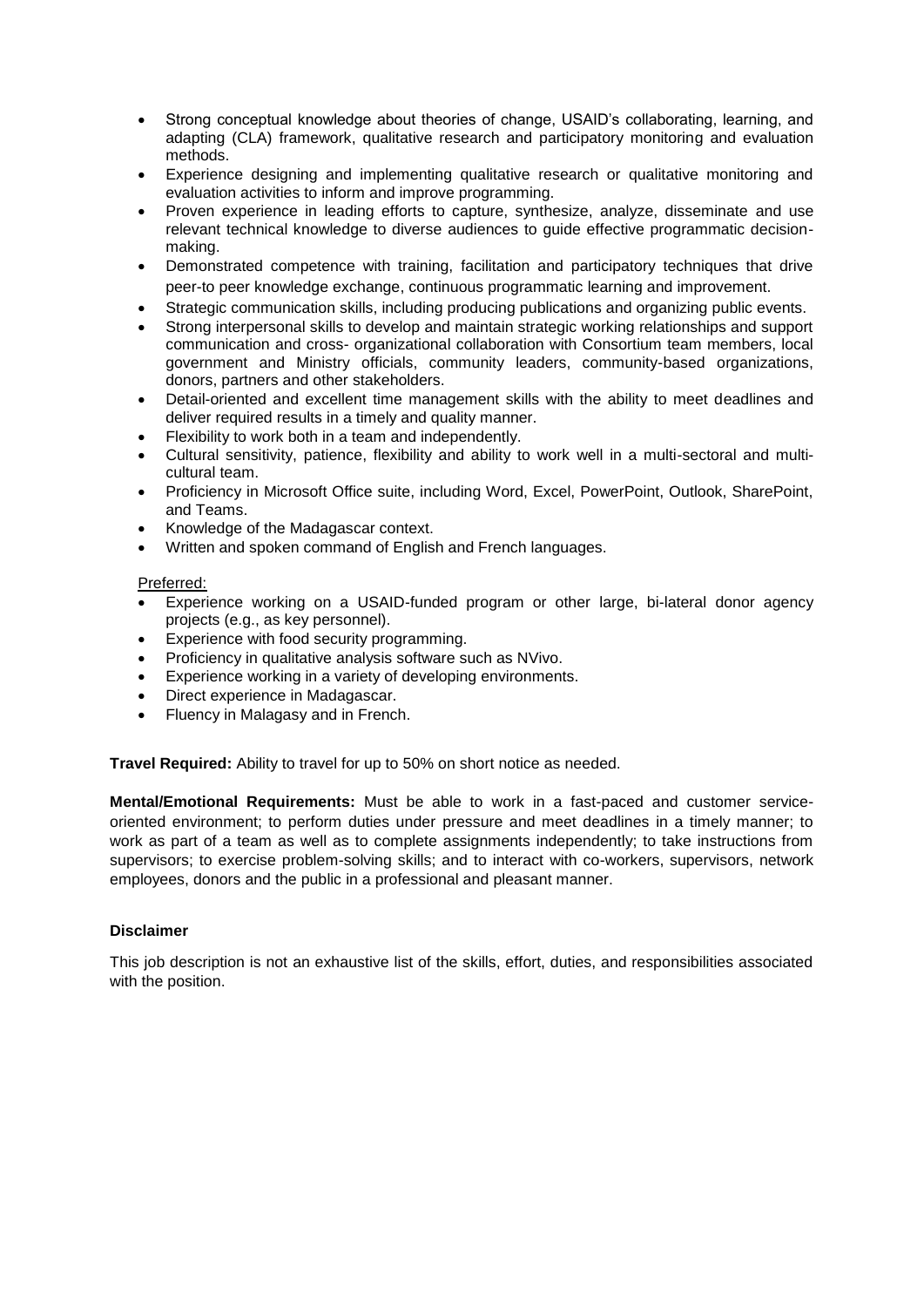- Strong conceptual knowledge about theories of change, USAID's collaborating, learning, and adapting (CLA) framework, qualitative research and participatory monitoring and evaluation methods.
- Experience designing and implementing qualitative research or qualitative monitoring and evaluation activities to inform and improve programming.
- Proven experience in leading efforts to capture, synthesize, analyze, disseminate and use relevant technical knowledge to diverse audiences to guide effective programmatic decision-making.
- Demonstrated competence with training, facilitation and participatory techniques that drive peer-to peer knowledge exchange, continuous programmatic learning and improvement.
- Strategic communication skills, including producing publications and organizing public events.
- Strong interpersonal skills to develop and maintain strategic working relationships and support communication and cross- organizational collaboration with Consortium team members, local government and Ministry officials, community leaders, community-based organizations, donors, partners and other stakeholders.
- Detail-oriented and excellent time management skills with the ability to meet deadlines and deliver required results in a timely and quality manner.
- Flexibility to work both in a team and independently.
- Cultural sensitivity, patience, flexibility and ability to work well in a multi-sectoral and multi-cultural team.
- Proficiency in Microsoft Office suite, including Word, Excel, PowerPoint, Outlook, SharePoint, and Teams.
- Knowledge of the Madagascar context.
- Written and spoken command of English and French languages.

Preferred:

- Experience working on a USAID-funded program or other large, bi-lateral donor agency projects (e.g., as key personnel).
- Experience with food security programming.
- Proficiency in qualitative analysis software such as NVivo.
- Experience working in a variety of developing environments.
- Direct experience in Madagascar.
- Fluency in Malagasy and in French.

**Travel Required:** Ability to travel for up to 50% on short notice as needed.

**Mental/Emotional Requirements:** Must be able to work in a fast-paced and customer service-oriented environment; to perform duties under pressure and meet deadlines in a timely manner; to work as part of a team as well as to complete assignments independently; to take instructions from supervisors; to exercise problem-solving skills; and to interact with co-workers, supervisors, network employees, donors and the public in a professional and pleasant manner.

**Disclaimer**

This job description is not an exhaustive list of the skills, effort, duties, and responsibilities associated with the position.